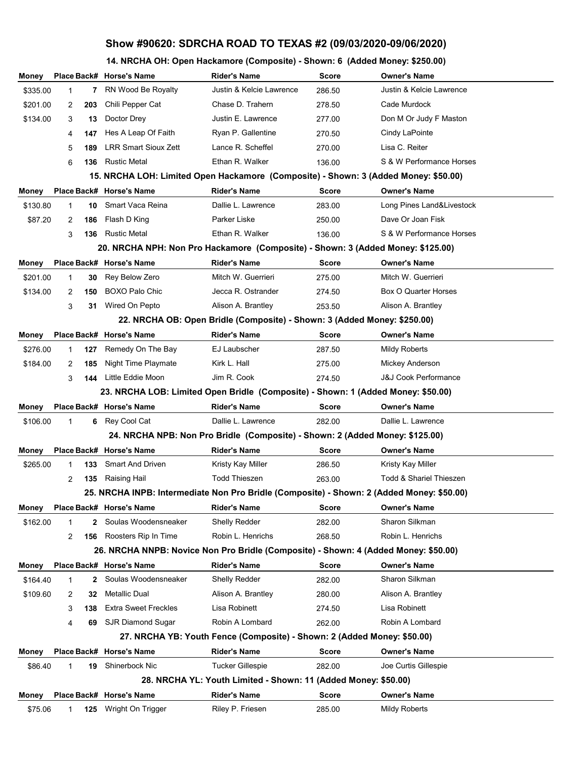# Show #90620: SDRCHA ROAD TO TEXAS #2 (09/03/2020-09/06/2020)

### 14. NRCHA OH: Open Hackamore (Composite) - Shown: 6 (Added Money: $250.00)

| Money | Place | Back# | Horse's Name | Rider's Name | Score | Owner's Name |
|---|---|---|---|---|---|---|
| $335.00 | 1 | 7 | RN Wood Be Royalty | Justin & Kelcie Lawrence | 286.50 | Justin & Kelcie Lawrence |
| $201.00 | 2 | 203 | Chili Pepper Cat | Chase D. Trahern | 278.50 | Cade Murdock |
| $134.00 | 3 | 13 | Doctor Drey | Justin E. Lawrence | 277.00 | Don M Or Judy F Maston |
| | 4 | 147 | Hes A Leap Of Faith | Ryan P. Gallentine | 270.50 | Cindy LaPointe |
| | 5 | 189 | LRR Smart Sioux Zett | Lance R. Scheffel | 270.00 | Lisa C. Reiter |
| | 6 | 136 | Rustic Metal | Ethan R. Walker | 136.00 | S & W Performance Horses |

### 15. NRCHA LOH: Limited Open Hackamore (Composite) - Shown: 3 (Added Money: $50.00)

| Money | Place | Back# | Horse's Name | Rider's Name | Score | Owner's Name |
|---|---|---|---|---|---|---|
| $130.80 | 1 | 10 | Smart Vaca Reina | Dallie L. Lawrence | 283.00 | Long Pines Land&Livestock |
| $87.20 | 2 | 186 | Flash D King | Parker Liske | 250.00 | Dave Or Joan Fisk |
| | 3 | 136 | Rustic Metal | Ethan R. Walker | 136.00 | S & W Performance Horses |

### 20. NRCHA NPH: Non Pro Hackamore (Composite) - Shown: 3 (Added Money: $125.00)

| Money | Place | Back# | Horse's Name | Rider's Name | Score | Owner's Name |
|---|---|---|---|---|---|---|
| $201.00 | 1 | 30 | Rey Below Zero | Mitch W. Guerrieri | 275.00 | Mitch W. Guerrieri |
| $134.00 | 2 | 150 | BOXO Palo Chic | Jecca R. Ostrander | 274.50 | Box O Quarter Horses |
| | 3 | 31 | Wired On Pepto | Alison A. Brantley | 253.50 | Alison A. Brantley |

### 22. NRCHA OB: Open Bridle (Composite) - Shown: 3 (Added Money: $250.00)

| Money | Place | Back# | Horse's Name | Rider's Name | Score | Owner's Name |
|---|---|---|---|---|---|---|
| $276.00 | 1 | 127 | Remedy On The Bay | EJ Laubscher | 287.50 | Mildy Roberts |
| $184.00 | 2 | 185 | Night Time Playmate | Kirk L. Hall | 275.00 | Mickey Anderson |
| | 3 | 144 | Little Eddie Moon | Jim R. Cook | 274.50 | J&J Cook Performance |

### 23. NRCHA LOB: Limited Open Bridle (Composite) - Shown: 1 (Added Money: $50.00)

| Money | Place | Back# | Horse's Name | Rider's Name | Score | Owner's Name |
|---|---|---|---|---|---|---|
| $106.00 | 1 | 6 | Rey Cool Cat | Dallie L. Lawrence | 282.00 | Dallie L. Lawrence |

### 24. NRCHA NPB: Non Pro Bridle (Composite) - Shown: 2 (Added Money: $125.00)

| Money | Place | Back# | Horse's Name | Rider's Name | Score | Owner's Name |
|---|---|---|---|---|---|---|
| $265.00 | 1 | 133 | Smart And Driven | Kristy Kay Miller | 286.50 | Kristy Kay Miller |
| | 2 | 135 | Raising Hail | Todd Thieszen | 263.00 | Todd & Shariel Thieszen |

### 25. NRCHA INPB: Intermediate Non Pro Bridle (Composite) - Shown: 2 (Added Money: $50.00)

| Money | Place | Back# | Horse's Name | Rider's Name | Score | Owner's Name |
|---|---|---|---|---|---|---|
| $162.00 | 1 | 2 | Soulas Woodensneaker | Shelly Redder | 282.00 | Sharon Silkman |
| | 2 | 156 | Roosters Rip In Time | Robin L. Henrichs | 268.50 | Robin L. Henrichs |

### 26. NRCHA NNPB: Novice Non Pro Bridle (Composite) - Shown: 4 (Added Money: $50.00)

| Money | Place | Back# | Horse's Name | Rider's Name | Score | Owner's Name |
|---|---|---|---|---|---|---|
| $164.40 | 1 | 2 | Soulas Woodensneaker | Shelly Redder | 282.00 | Sharon Silkman |
| $109.60 | 2 | 32 | Metallic Dual | Alison A. Brantley | 280.00 | Alison A. Brantley |
| | 3 | 138 | Extra Sweet Freckles | Lisa Robinett | 274.50 | Lisa Robinett |
| | 4 | 69 | SJR Diamond Sugar | Robin A Lombard | 262.00 | Robin A Lombard |

### 27. NRCHA YB: Youth Fence (Composite) - Shown: 2 (Added Money: $50.00)

| Money | Place | Back# | Horse's Name | Rider's Name | Score | Owner's Name |
|---|---|---|---|---|---|---|
| $86.40 | 1 | 19 | Shinerbock Nic | Tucker Gillespie | 282.00 | Joe Curtis Gillespie |

### 28. NRCHA YL: Youth Limited - Shown: 11 (Added Money: $50.00)

| Money | Place | Back# | Horse's Name | Rider's Name | Score | Owner's Name |
|---|---|---|---|---|---|---|
| $75.06 | 1 | 125 | Wright On Trigger | Riley P. Friesen | 285.00 | Mildy Roberts |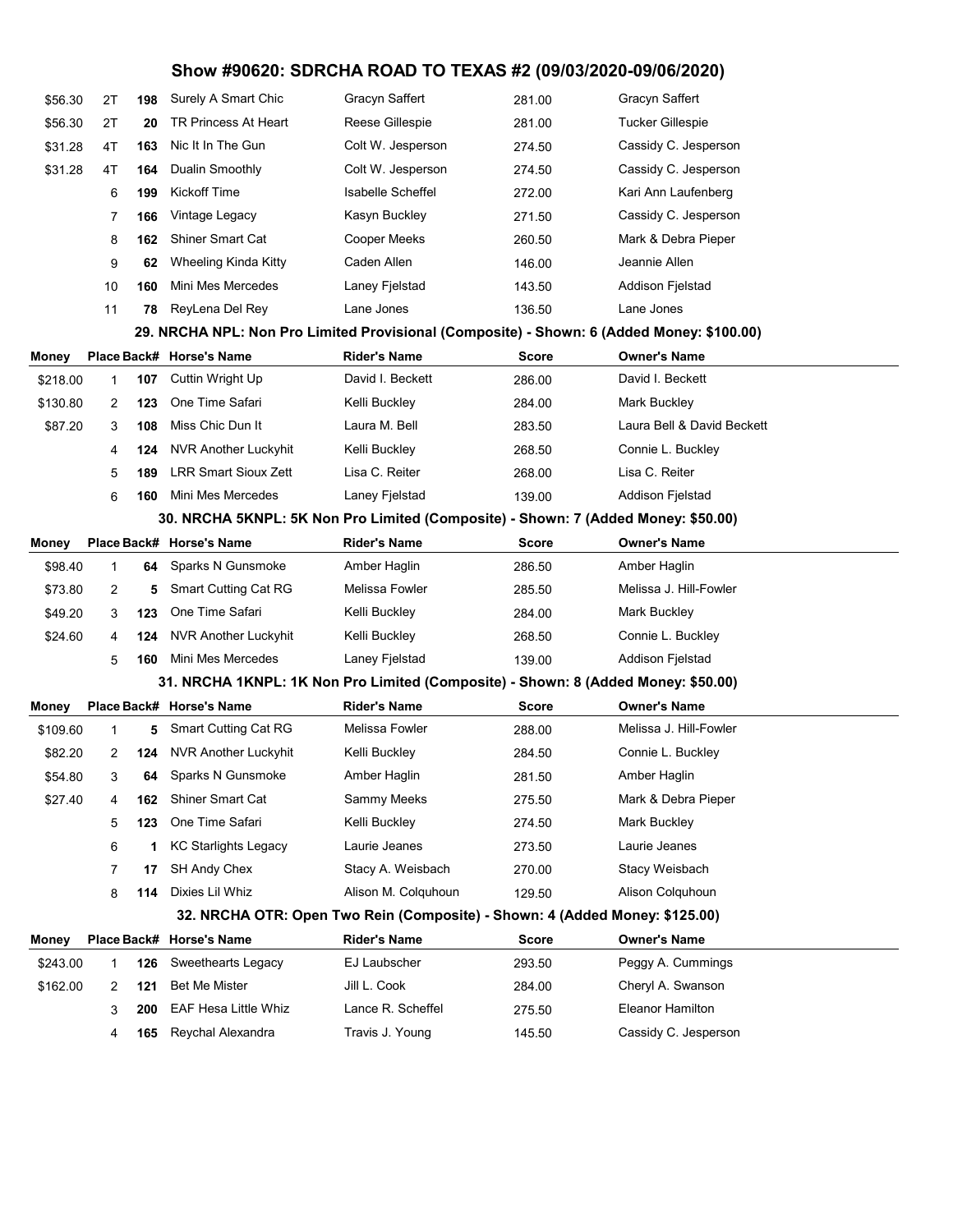# Show #90620: SDRCHA ROAD TO TEXAS #2 (09/03/2020-09/06/2020)

| | | | | | | |
|---|---|---|---|---|---|---|
| $56.30 | 2T | 198 | Surely A Smart Chic | Gracyn Saffert | 281.00 | Gracyn Saffert |
| $56.30 | 2T | 20 | TR Princess At Heart | Reese Gillespie | 281.00 | Tucker Gillespie |
| $31.28 | 4T | 163 | Nic It In The Gun | Colt W. Jesperson | 274.50 | Cassidy C. Jesperson |
| $31.28 | 4T | 164 | Dualin Smoothly | Colt W. Jesperson | 274.50 | Cassidy C. Jesperson |
| | 6 | 199 | Kickoff Time | Isabelle Scheffel | 272.00 | Kari Ann Laufenberg |
| | 7 | 166 | Vintage Legacy | Kasyn Buckley | 271.50 | Cassidy C. Jesperson |
| | 8 | 162 | Shiner Smart Cat | Cooper Meeks | 260.50 | Mark & Debra Pieper |
| | 9 | 62 | Wheeling Kinda Kitty | Caden Allen | 146.00 | Jeannie Allen |
| | 10 | 160 | Mini Mes Mercedes | Laney Fjelstad | 143.50 | Addison Fjelstad |
| | 11 | 78 | ReyLena Del Rey | Lane Jones | 136.50 | Lane Jones |

## 29. NRCHA NPL: Non Pro Limited Provisional (Composite) - Shown: 6 (Added Money: $100.00)

| Money | Place | Back# | Horse's Name | Rider's Name | Score | Owner's Name |
|---|---|---|---|---|---|---|
| $218.00 | 1 | 107 | Cuttin Wright Up | David I. Beckett | 286.00 | David I. Beckett |
| $130.80 | 2 | 123 | One Time Safari | Kelli Buckley | 284.00 | Mark Buckley |
| $87.20 | 3 | 108 | Miss Chic Dun It | Laura M. Bell | 283.50 | Laura Bell & David Beckett |
| | 4 | 124 | NVR Another Luckyhit | Kelli Buckley | 268.50 | Connie L. Buckley |
| | 5 | 189 | LRR Smart Sioux Zett | Lisa C. Reiter | 268.00 | Lisa C. Reiter |
| | 6 | 160 | Mini Mes Mercedes | Laney Fjelstad | 139.00 | Addison Fjelstad |

## 30. NRCHA 5KNPL: 5K Non Pro Limited (Composite) - Shown: 7 (Added Money: $50.00)

| Money | Place | Back# | Horse's Name | Rider's Name | Score | Owner's Name |
|---|---|---|---|---|---|---|
| $98.40 | 1 | 64 | Sparks N Gunsmoke | Amber Haglin | 286.50 | Amber Haglin |
| $73.80 | 2 | 5 | Smart Cutting Cat RG | Melissa Fowler | 285.50 | Melissa J. Hill-Fowler |
| $49.20 | 3 | 123 | One Time Safari | Kelli Buckley | 284.00 | Mark Buckley |
| $24.60 | 4 | 124 | NVR Another Luckyhit | Kelli Buckley | 268.50 | Connie L. Buckley |
| | 5 | 160 | Mini Mes Mercedes | Laney Fjelstad | 139.00 | Addison Fjelstad |

## 31. NRCHA 1KNPL: 1K Non Pro Limited (Composite) - Shown: 8 (Added Money: $50.00)

| Money | Place | Back# | Horse's Name | Rider's Name | Score | Owner's Name |
|---|---|---|---|---|---|---|
| $109.60 | 1 | 5 | Smart Cutting Cat RG | Melissa Fowler | 288.00 | Melissa J. Hill-Fowler |
| $82.20 | 2 | 124 | NVR Another Luckyhit | Kelli Buckley | 284.50 | Connie L. Buckley |
| $54.80 | 3 | 64 | Sparks N Gunsmoke | Amber Haglin | 281.50 | Amber Haglin |
| $27.40 | 4 | 162 | Shiner Smart Cat | Sammy Meeks | 275.50 | Mark & Debra Pieper |
| | 5 | 123 | One Time Safari | Kelli Buckley | 274.50 | Mark Buckley |
| | 6 | 1 | KC Starlights Legacy | Laurie Jeanes | 273.50 | Laurie Jeanes |
| | 7 | 17 | SH Andy Chex | Stacy A. Weisbach | 270.00 | Stacy Weisbach |
| | 8 | 114 | Dixies Lil Whiz | Alison M. Colquhoun | 129.50 | Alison Colquhoun |

## 32. NRCHA OTR: Open Two Rein (Composite) - Shown: 4 (Added Money: $125.00)

| Money | Place | Back# | Horse's Name | Rider's Name | Score | Owner's Name |
|---|---|---|---|---|---|---|
| $243.00 | 1 | 126 | Sweethearts Legacy | EJ Laubscher | 293.50 | Peggy A. Cummings |
| $162.00 | 2 | 121 | Bet Me Mister | Jill L. Cook | 284.00 | Cheryl A. Swanson |
| | 3 | 200 | EAF Hesa Little Whiz | Lance R. Scheffel | 275.50 | Eleanor Hamilton |
| | 4 | 165 | Reychal Alexandra | Travis J. Young | 145.50 | Cassidy C. Jesperson |